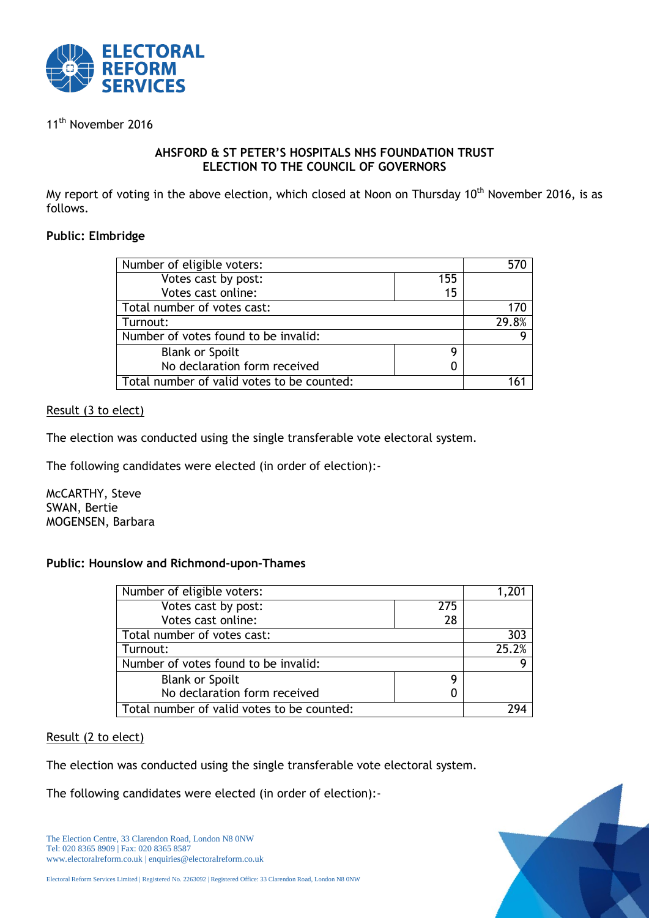11th November 2016

**AHSFORD & ST PETER'S HOSPITALS NHS FOUNDATION TRUST**
**ELECTION TO THE COUNCIL OF GOVERNORS**

My report of voting in the above election, which closed at Noon on Thursday 10th November 2016, is as follows.

**Public: Elmbridge**

| | | |
|---|---|---|
| Number of eligible voters: | | 570 |
| Votes cast by post: | 155 | |
| Votes cast online: | 15 | |
| Total number of votes cast: | | 170 |
| Turnout: | | 29.8% |
| Number of votes found to be invalid: | | 9 |
| Blank or Spoilt | 9 | |
| No declaration form received | 0 | |
| Total number of valid votes to be counted: | | 161 |

Result (3 to elect)

The election was conducted using the single transferable vote electoral system.

The following candidates were elected (in order of election):-

McCARTHY, Steve
SWAN, Bertie
MOGENSEN, Barbara

**Public: Hounslow and Richmond-upon-Thames**

| | | |
|---|---|---|
| Number of eligible voters: | | 1,201 |
| Votes cast by post: | 275 | |
| Votes cast online: | 28 | |
| Total number of votes cast: | | 303 |
| Turnout: | | 25.2% |
| Number of votes found to be invalid: | | 9 |
| Blank or Spoilt | 9 | |
| No declaration form received | 0 | |
| Total number of valid votes to be counted: | | 294 |

Result (2 to elect)

The election was conducted using the single transferable vote electoral system.

The following candidates were elected (in order of election):-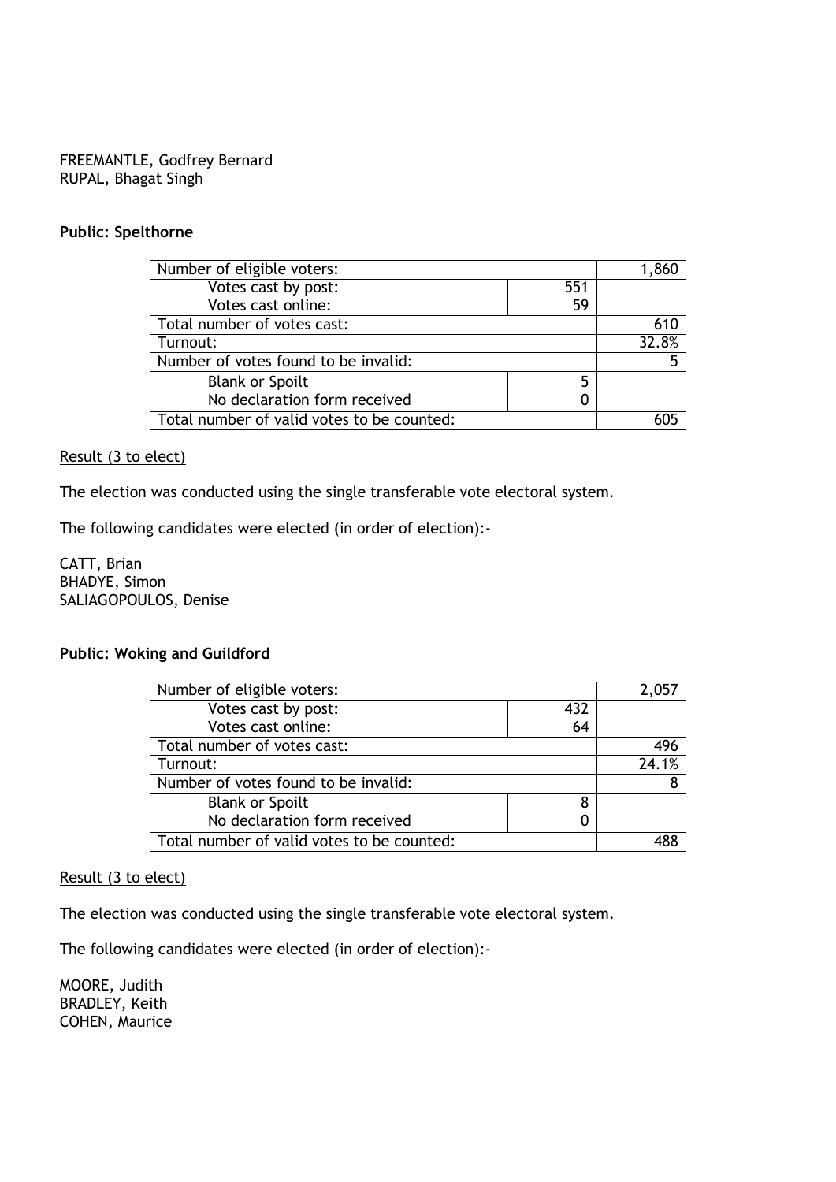FREEMANTLE, Godfrey Bernard
RUPAL, Bhagat Singh

**Public: Spelthorne**

| | | |
|---|---|---|
| Number of eligible voters: | | 1,860 |
| Votes cast by post: | 551 | |
| Votes cast online: | 59 | |
| Total number of votes cast: | | 610 |
| Turnout: | | 32.8% |
| Number of votes found to be invalid: | | 5 |
| Blank or Spoilt | 5 | |
| No declaration form received | 0 | |
| Total number of valid votes to be counted: | | 605 |

Result (3 to elect)

The election was conducted using the single transferable vote electoral system.

The following candidates were elected (in order of election):-

CATT, Brian
BHADYE, Simon
SALIAGOPOULOS, Denise

**Public: Woking and Guildford**

| | | |
|---|---|---|
| Number of eligible voters: | | 2,057 |
| Votes cast by post: | 432 | |
| Votes cast online: | 64 | |
| Total number of votes cast: | | 496 |
| Turnout: | | 24.1% |
| Number of votes found to be invalid: | | 8 |
| Blank or Spoilt | 8 | |
| No declaration form received | 0 | |
| Total number of valid votes to be counted: | | 488 |

Result (3 to elect)

The election was conducted using the single transferable vote electoral system.

The following candidates were elected (in order of election):-

MOORE, Judith
BRADLEY, Keith
COHEN, Maurice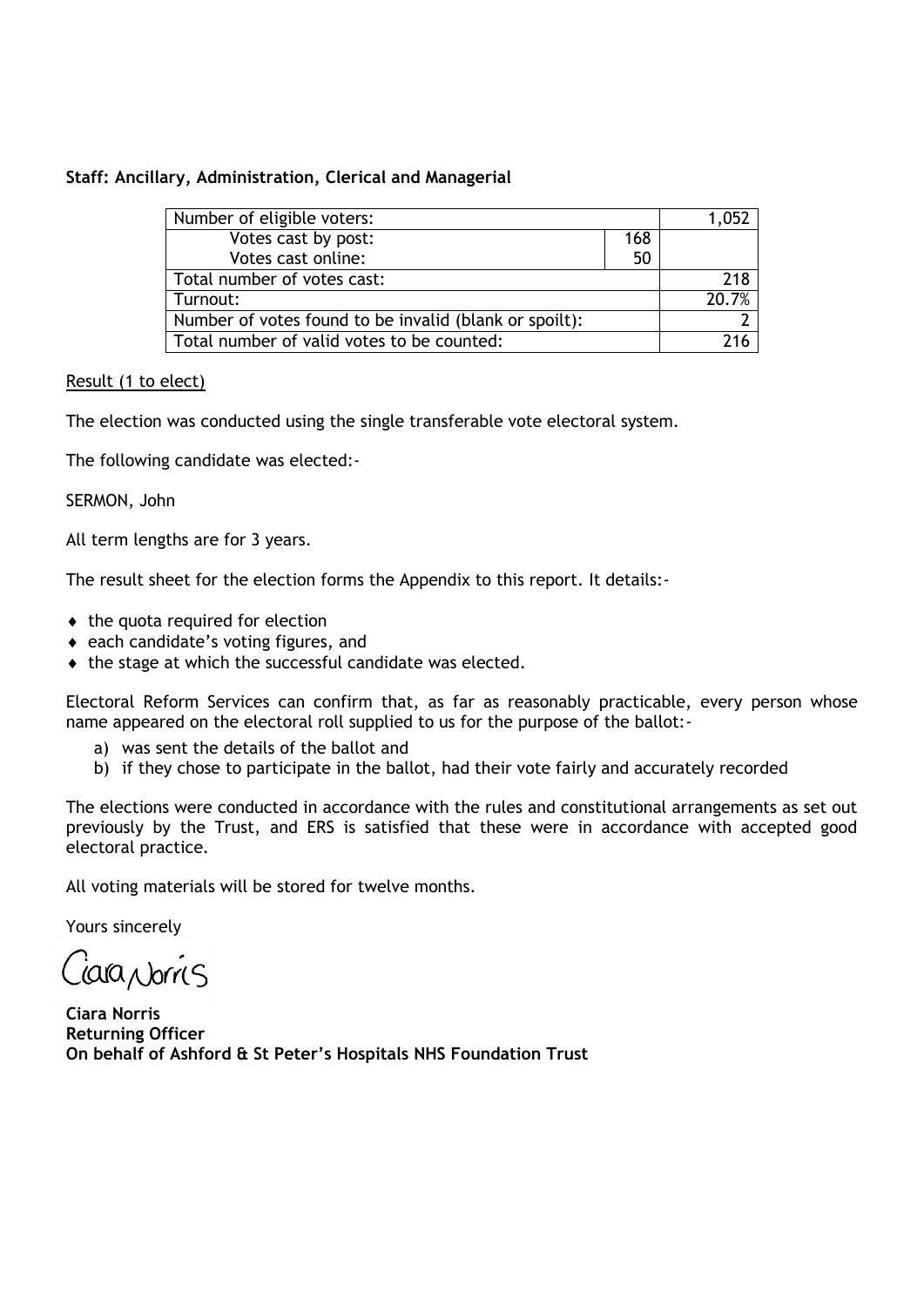**Staff: Ancillary, Administration, Clerical and Managerial**

| | | |
|---|---|---|
| Number of eligible voters: | | 1,052 |
| Votes cast by post: | 168 | |
| Votes cast online: | 50 | |
| Total number of votes cast: | | 218 |
| Turnout: | | 20.7% |
| Number of votes found to be invalid (blank or spoilt): | | 2 |
| Total number of valid votes to be counted: | | 216 |

Result (1 to elect)

The election was conducted using the single transferable vote electoral system.

The following candidate was elected:-

SERMON, John

All term lengths are for 3 years.

The result sheet for the election forms the Appendix to this report. It details:-

- the quota required for election
- each candidate's voting figures, and
- the stage at which the successful candidate was elected.

Electoral Reform Services can confirm that, as far as reasonably practicable, every person whose name appeared on the electoral roll supplied to us for the purpose of the ballot:-

a) was sent the details of the ballot and
b) if they chose to participate in the ballot, had their vote fairly and accurately recorded

The elections were conducted in accordance with the rules and constitutional arrangements as set out previously by the Trust, and ERS is satisfied that these were in accordance with accepted good electoral practice.

All voting materials will be stored for twelve months.

Yours sincerely

Ciara Norris

**Ciara Norris**
**Returning Officer**
**On behalf of Ashford & St Peter's Hospitals NHS Foundation Trust**